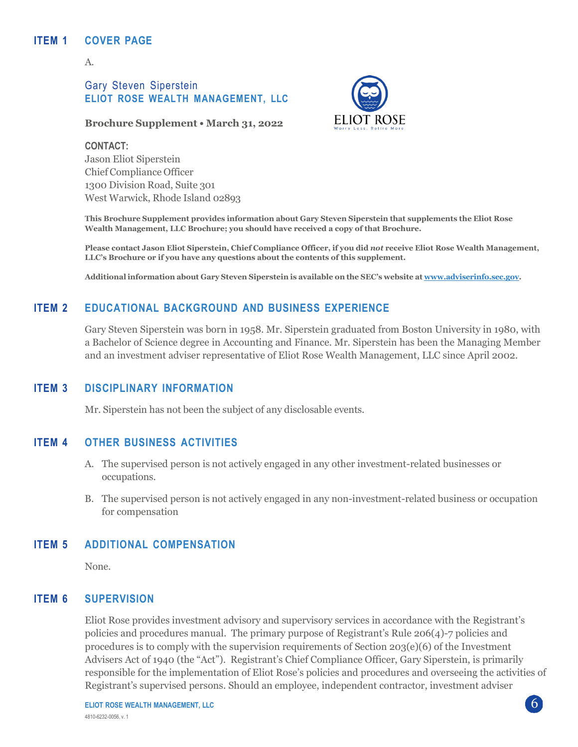## ITEM 1 COVER PAGE

A.

### Gary Steven Siperstein
### ELIOT ROSE WEALTH MANAGEMENT, LLC

**Brochure Supplement • March 31, 2022**

**CONTACT:**
Jason Eliot Siperstein
Chief Compliance Officer
1300 Division Road, Suite 301
West Warwick, Rhode Island 02893

**This Brochure Supplement provides information about Gary Steven Siperstein that supplements the Eliot Rose Wealth Management, LLC Brochure; you should have received a copy of that Brochure.**

**Please contact Jason Eliot Siperstein, Chief Compliance Officer, if you did *not* receive Eliot Rose Wealth Management, LLC's Brochure or if you have any questions about the contents of this supplement.**

**Additional information about Gary Steven Siperstein is available on the SEC's website at [www.adviserinfo.sec.gov](www.adviserinfo.sec.gov).**

## ITEM 2 EDUCATIONAL BACKGROUND AND BUSINESS EXPERIENCE

Gary Steven Siperstein was born in 1958. Mr. Siperstein graduated from Boston University in 1980, with a Bachelor of Science degree in Accounting and Finance. Mr. Siperstein has been the Managing Member and an investment adviser representative of Eliot Rose Wealth Management, LLC since April 2002.

## ITEM 3 DISCIPLINARY INFORMATION

Mr. Siperstein has not been the subject of any disclosable events.

## ITEM 4 OTHER BUSINESS ACTIVITIES

A. The supervised person is not actively engaged in any other investment-related businesses or occupations.

B. The supervised person is not actively engaged in any non-investment-related business or occupation for compensation

## ITEM 5 ADDITIONAL COMPENSATION

None.

## ITEM 6 SUPERVISION

Eliot Rose provides investment advisory and supervisory services in accordance with the Registrant's policies and procedures manual. The primary purpose of Registrant's Rule 206(4)-7 policies and procedures is to comply with the supervision requirements of Section 203(e)(6) of the Investment Advisers Act of 1940 (the "Act"). Registrant's Chief Compliance Officer, Gary Siperstein, is primarily responsible for the implementation of Eliot Rose's policies and procedures and overseeing the activities of Registrant's supervised persons. Should an employee, independent contractor, investment adviser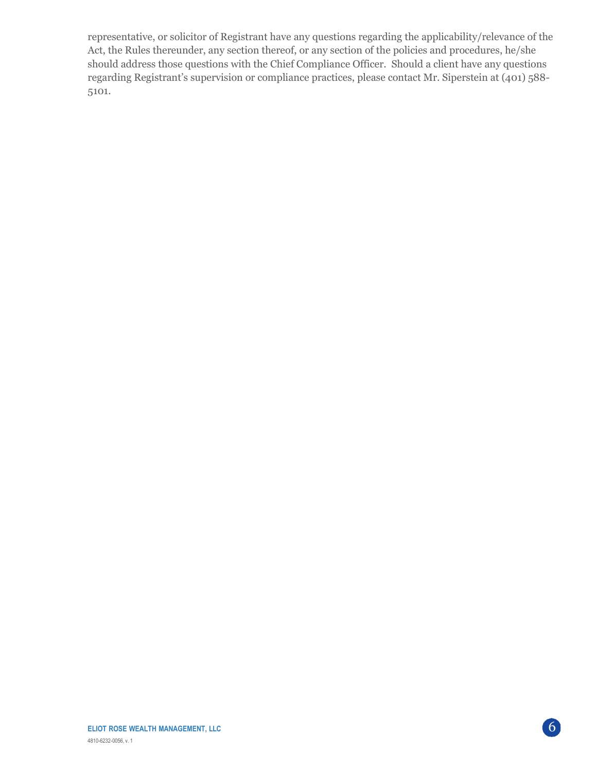representative, or solicitor of Registrant have any questions regarding the applicability/relevance of the Act, the Rules thereunder, any section thereof, or any section of the policies and procedures, he/she should address those questions with the Chief Compliance Officer. Should a client have any questions regarding Registrant's supervision or compliance practices, please contact Mr. Siperstein at (401) 588-5101.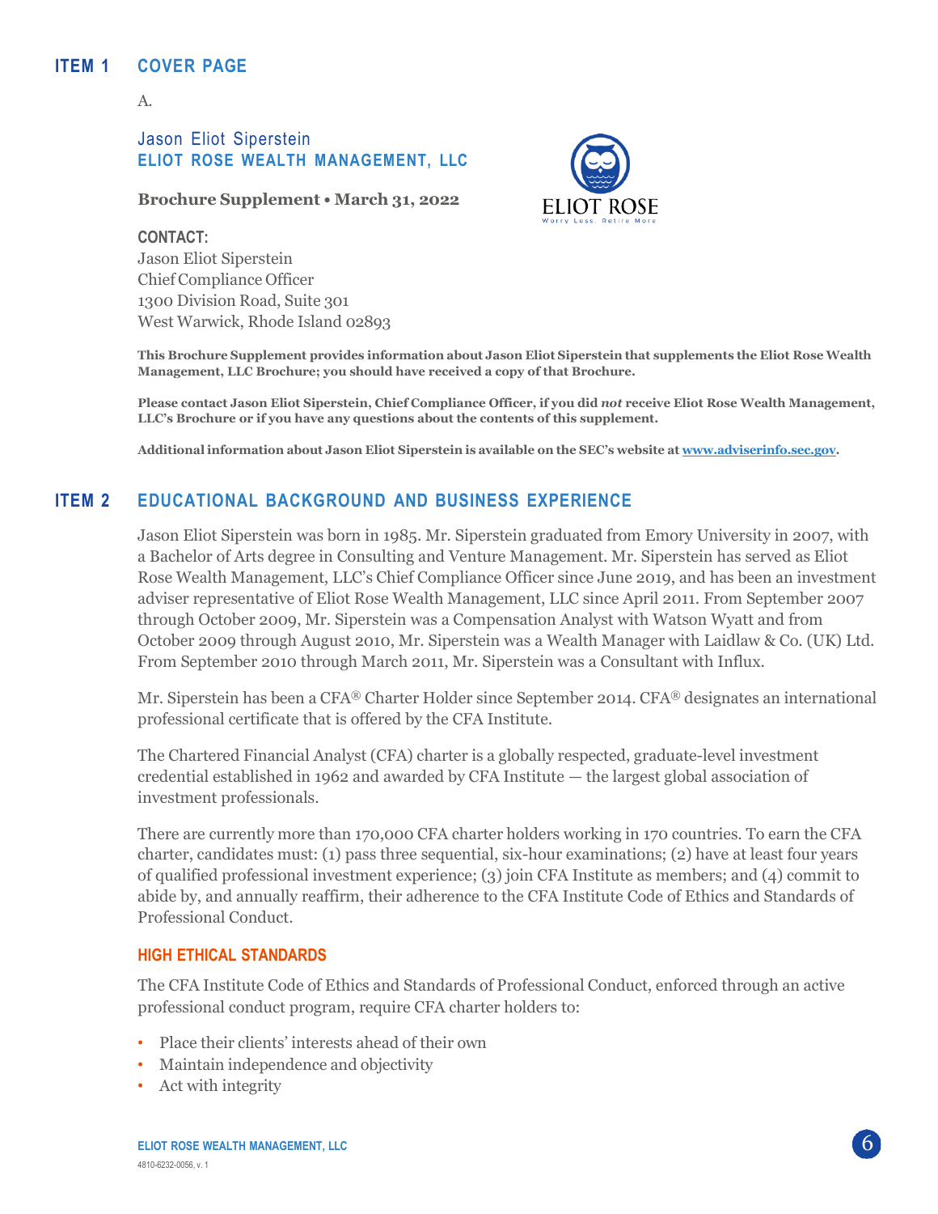## ITEM 1 COVER PAGE

A.

### Jason Eliot Siperstein
### ELIOT ROSE WEALTH MANAGEMENT, LLC

**Brochure Supplement • March 31, 2022**

**CONTACT:**
Jason Eliot Siperstein
Chief Compliance Officer
1300 Division Road, Suite 301
West Warwick, Rhode Island 02893

**This Brochure Supplement provides information about Jason Eliot Siperstein that supplements the Eliot Rose Wealth Management, LLC Brochure; you should have received a copy of that Brochure.**

**Please contact Jason Eliot Siperstein, Chief Compliance Officer, if you did *not* receive Eliot Rose Wealth Management, LLC's Brochure or if you have any questions about the contents of this supplement.**

**Additional information about Jason Eliot Siperstein is available on the SEC's website at www.adviserinfo.sec.gov.**

## ITEM 2 EDUCATIONAL BACKGROUND AND BUSINESS EXPERIENCE

Jason Eliot Siperstein was born in 1985. Mr. Siperstein graduated from Emory University in 2007, with a Bachelor of Arts degree in Consulting and Venture Management. Mr. Siperstein has served as Eliot Rose Wealth Management, LLC's Chief Compliance Officer since June 2019, and has been an investment adviser representative of Eliot Rose Wealth Management, LLC since April 2011. From September 2007 through October 2009, Mr. Siperstein was a Compensation Analyst with Watson Wyatt and from October 2009 through August 2010, Mr. Siperstein was a Wealth Manager with Laidlaw & Co. (UK) Ltd. From September 2010 through March 2011, Mr. Siperstein was a Consultant with Influx.

Mr. Siperstein has been a CFA® Charter Holder since September 2014. CFA® designates an international professional certificate that is offered by the CFA Institute.

The Chartered Financial Analyst (CFA) charter is a globally respected, graduate-level investment credential established in 1962 and awarded by CFA Institute — the largest global association of investment professionals.

There are currently more than 170,000 CFA charter holders working in 170 countries. To earn the CFA charter, candidates must: (1) pass three sequential, six-hour examinations; (2) have at least four years of qualified professional investment experience; (3) join CFA Institute as members; and (4) commit to abide by, and annually reaffirm, their adherence to the CFA Institute Code of Ethics and Standards of Professional Conduct.

### HIGH ETHICAL STANDARDS

The CFA Institute Code of Ethics and Standards of Professional Conduct, enforced through an active professional conduct program, require CFA charter holders to:

- Place their clients' interests ahead of their own
- Maintain independence and objectivity
- Act with integrity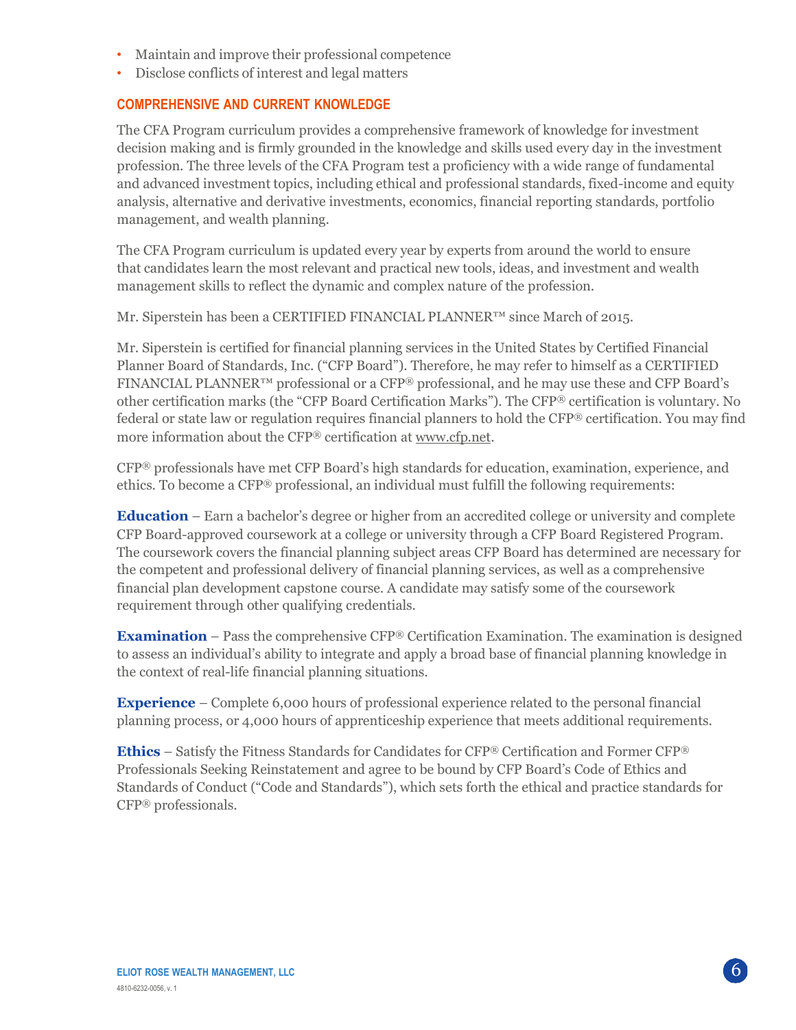- Maintain and improve their professional competence
- Disclose conflicts of interest and legal matters

### COMPREHENSIVE AND CURRENT KNOWLEDGE

The CFA Program curriculum provides a comprehensive framework of knowledge for investment decision making and is firmly grounded in the knowledge and skills used every day in the investment profession. The three levels of the CFA Program test a proficiency with a wide range of fundamental and advanced investment topics, including ethical and professional standards, fixed-income and equity analysis, alternative and derivative investments, economics, financial reporting standards, portfolio management, and wealth planning.

The CFA Program curriculum is updated every year by experts from around the world to ensure that candidates learn the most relevant and practical new tools, ideas, and investment and wealth management skills to reflect the dynamic and complex nature of the profession.

Mr. Siperstein has been a CERTIFIED FINANCIAL PLANNER™ since March of 2015.

Mr. Siperstein is certified for financial planning services in the United States by Certified Financial Planner Board of Standards, Inc. ("CFP Board"). Therefore, he may refer to himself as a CERTIFIED FINANCIAL PLANNER™ professional or a CFP® professional, and he may use these and CFP Board's other certification marks (the "CFP Board Certification Marks"). The CFP® certification is voluntary. No federal or state law or regulation requires financial planners to hold the CFP® certification. You may find more information about the CFP® certification at www.cfp.net.

CFP® professionals have met CFP Board's high standards for education, examination, experience, and ethics. To become a CFP® professional, an individual must fulfill the following requirements:

**Education** – Earn a bachelor's degree or higher from an accredited college or university and complete CFP Board-approved coursework at a college or university through a CFP Board Registered Program. The coursework covers the financial planning subject areas CFP Board has determined are necessary for the competent and professional delivery of financial planning services, as well as a comprehensive financial plan development capstone course. A candidate may satisfy some of the coursework requirement through other qualifying credentials.

**Examination** – Pass the comprehensive CFP® Certification Examination. The examination is designed to assess an individual's ability to integrate and apply a broad base of financial planning knowledge in the context of real-life financial planning situations.

**Experience** – Complete 6,000 hours of professional experience related to the personal financial planning process, or 4,000 hours of apprenticeship experience that meets additional requirements.

**Ethics** – Satisfy the Fitness Standards for Candidates for CFP® Certification and Former CFP® Professionals Seeking Reinstatement and agree to be bound by CFP Board's Code of Ethics and Standards of Conduct ("Code and Standards"), which sets forth the ethical and practice standards for CFP® professionals.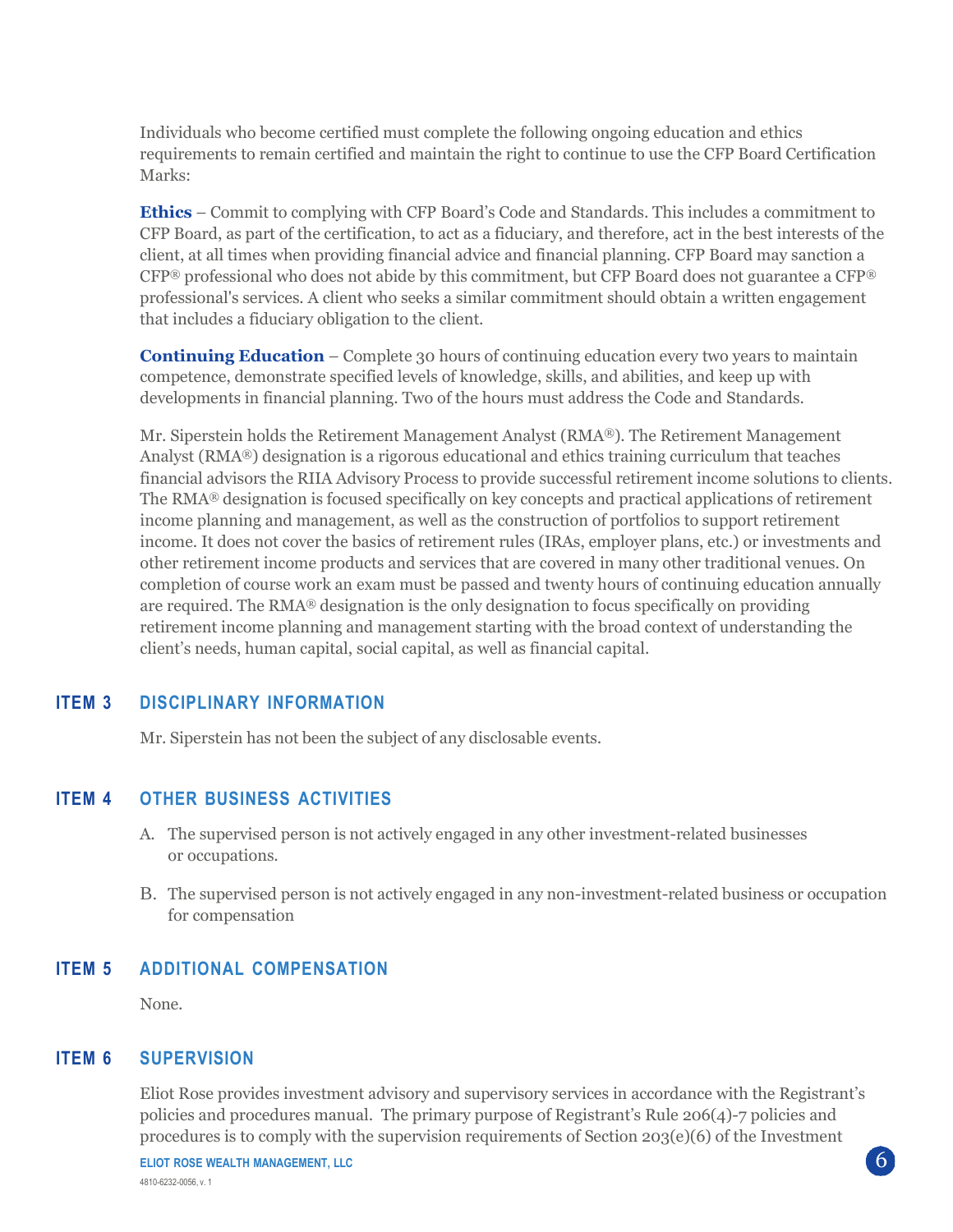Individuals who become certified must complete the following ongoing education and ethics requirements to remain certified and maintain the right to continue to use the CFP Board Certification Marks:

**Ethics** – Commit to complying with CFP Board's Code and Standards. This includes a commitment to CFP Board, as part of the certification, to act as a fiduciary, and therefore, act in the best interests of the client, at all times when providing financial advice and financial planning. CFP Board may sanction a CFP® professional who does not abide by this commitment, but CFP Board does not guarantee a CFP® professional's services. A client who seeks a similar commitment should obtain a written engagement that includes a fiduciary obligation to the client.

**Continuing Education** – Complete 30 hours of continuing education every two years to maintain competence, demonstrate specified levels of knowledge, skills, and abilities, and keep up with developments in financial planning. Two of the hours must address the Code and Standards.

Mr. Siperstein holds the Retirement Management Analyst (RMA®). The Retirement Management Analyst (RMA®) designation is a rigorous educational and ethics training curriculum that teaches financial advisors the RIIA Advisory Process to provide successful retirement income solutions to clients. The RMA® designation is focused specifically on key concepts and practical applications of retirement income planning and management, as well as the construction of portfolios to support retirement income. It does not cover the basics of retirement rules (IRAs, employer plans, etc.) or investments and other retirement income products and services that are covered in many other traditional venues. On completion of course work an exam must be passed and twenty hours of continuing education annually are required. The RMA® designation is the only designation to focus specifically on providing retirement income planning and management starting with the broad context of understanding the client's needs, human capital, social capital, as well as financial capital.

## ITEM 3 DISCIPLINARY INFORMATION

Mr. Siperstein has not been the subject of any disclosable events.

## ITEM 4 OTHER BUSINESS ACTIVITIES

A. The supervised person is not actively engaged in any other investment-related businesses or occupations.

B. The supervised person is not actively engaged in any non-investment-related business or occupation for compensation

## ITEM 5 ADDITIONAL COMPENSATION

None.

## ITEM 6 SUPERVISION

Eliot Rose provides investment advisory and supervisory services in accordance with the Registrant's policies and procedures manual. The primary purpose of Registrant's Rule 206(4)-7 policies and procedures is to comply with the supervision requirements of Section 203(e)(6) of the Investment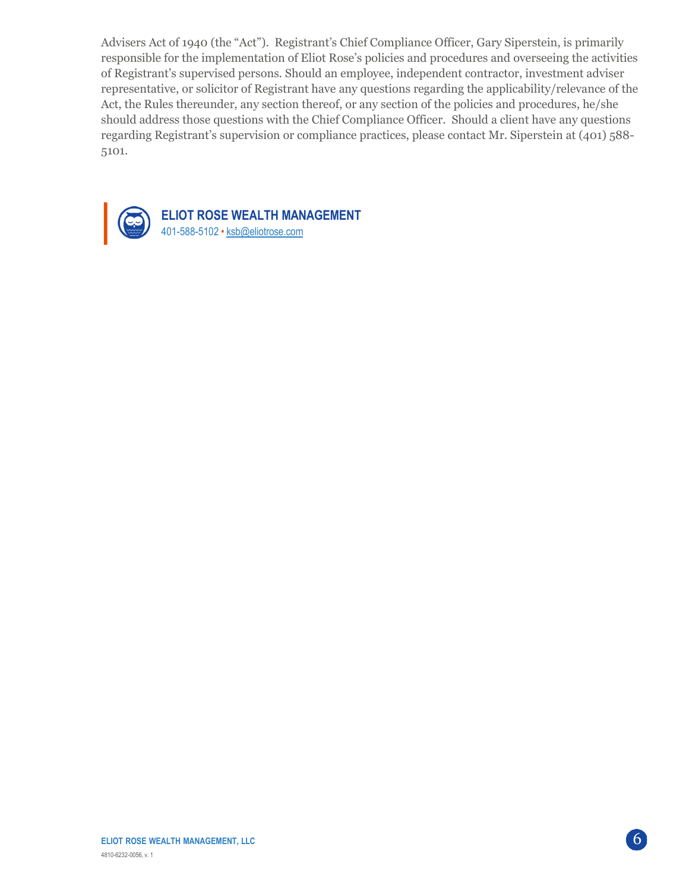Advisers Act of 1940 (the "Act"). Registrant's Chief Compliance Officer, Gary Siperstein, is primarily responsible for the implementation of Eliot Rose's policies and procedures and overseeing the activities of Registrant's supervised persons. Should an employee, independent contractor, investment adviser representative, or solicitor of Registrant have any questions regarding the applicability/relevance of the Act, the Rules thereunder, any section thereof, or any section of the policies and procedures, he/she should address those questions with the Chief Compliance Officer. Should a client have any questions regarding Registrant's supervision or compliance practices, please contact Mr. Siperstein at (401) 588-5101.

**ELIOT ROSE WEALTH MANAGEMENT**
401-588-5102 • ksb@eliotrose.com